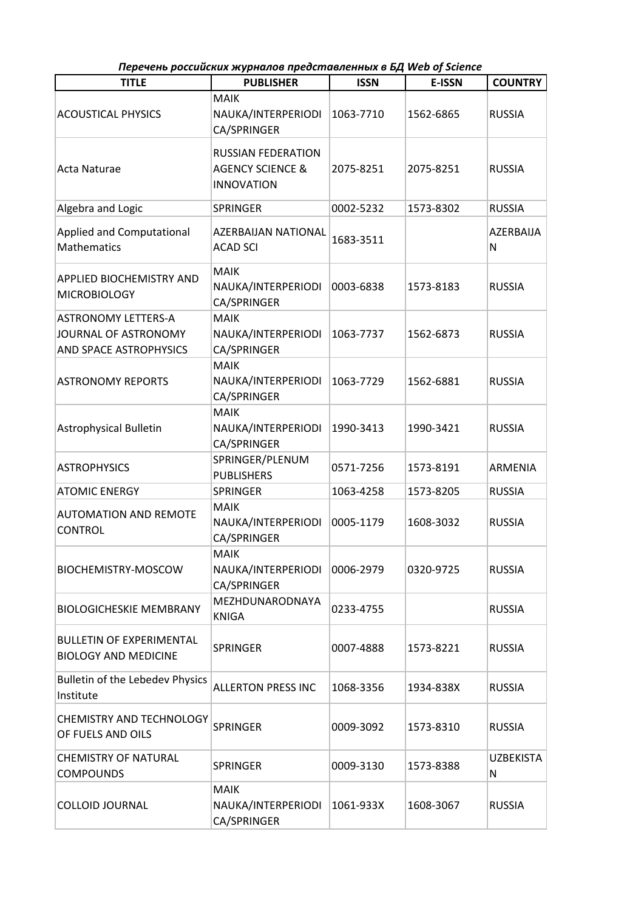*Перечень российских журналов представленных в БД Web of Science*

| TITLE | PUBLISHER | ISSN | E-ISSN | COUNTRY |
|---|---|---|---|---|
| ACOUSTICAL PHYSICS | MAIK NAUKA/INTERPERIODICA/SPRINGER | 1063-7710 | 1562-6865 | RUSSIA |
| Acta Naturae | RUSSIAN FEDERATION AGENCY SCIENCE & INNOVATION | 2075-8251 | 2075-8251 | RUSSIA |
| Algebra and Logic | SPRINGER | 0002-5232 | 1573-8302 | RUSSIA |
| Applied and Computational Mathematics | AZERBAIJAN NATIONAL ACAD SCI | 1683-3511 | | AZERBAIJAN |
| APPLIED BIOCHEMISTRY AND MICROBIOLOGY | MAIK NAUKA/INTERPERIODICA/SPRINGER | 0003-6838 | 1573-8183 | RUSSIA |
| ASTRONOMY LETTERS-A JOURNAL OF ASTRONOMY AND SPACE ASTROPHYSICS | MAIK NAUKA/INTERPERIODICA/SPRINGER | 1063-7737 | 1562-6873 | RUSSIA |
| ASTRONOMY REPORTS | MAIK NAUKA/INTERPERIODICA/SPRINGER | 1063-7729 | 1562-6881 | RUSSIA |
| Astrophysical Bulletin | MAIK NAUKA/INTERPERIODICA/SPRINGER | 1990-3413 | 1990-3421 | RUSSIA |
| ASTROPHYSICS | SPRINGER/PLENUM PUBLISHERS | 0571-7256 | 1573-8191 | ARMENIA |
| ATOMIC ENERGY | SPRINGER | 1063-4258 | 1573-8205 | RUSSIA |
| AUTOMATION AND REMOTE CONTROL | MAIK NAUKA/INTERPERIODICA/SPRINGER | 0005-1179 | 1608-3032 | RUSSIA |
| BIOCHEMISTRY-MOSCOW | MAIK NAUKA/INTERPERIODICA/SPRINGER | 0006-2979 | 0320-9725 | RUSSIA |
| BIOLOGICHESKIE MEMBRANY | MEZHDUNARODNAYA KNIGA | 0233-4755 | | RUSSIA |
| BULLETIN OF EXPERIMENTAL BIOLOGY AND MEDICINE | SPRINGER | 0007-4888 | 1573-8221 | RUSSIA |
| Bulletin of the Lebedev Physics Institute | ALLERTON PRESS INC | 1068-3356 | 1934-838X | RUSSIA |
| CHEMISTRY AND TECHNOLOGY OF FUELS AND OILS | SPRINGER | 0009-3092 | 1573-8310 | RUSSIA |
| CHEMISTRY OF NATURAL COMPOUNDS | SPRINGER | 0009-3130 | 1573-8388 | UZBEKISTAN |
| COLLOID JOURNAL | MAIK NAUKA/INTERPERIODICA/SPRINGER | 1061-933X | 1608-3067 | RUSSIA |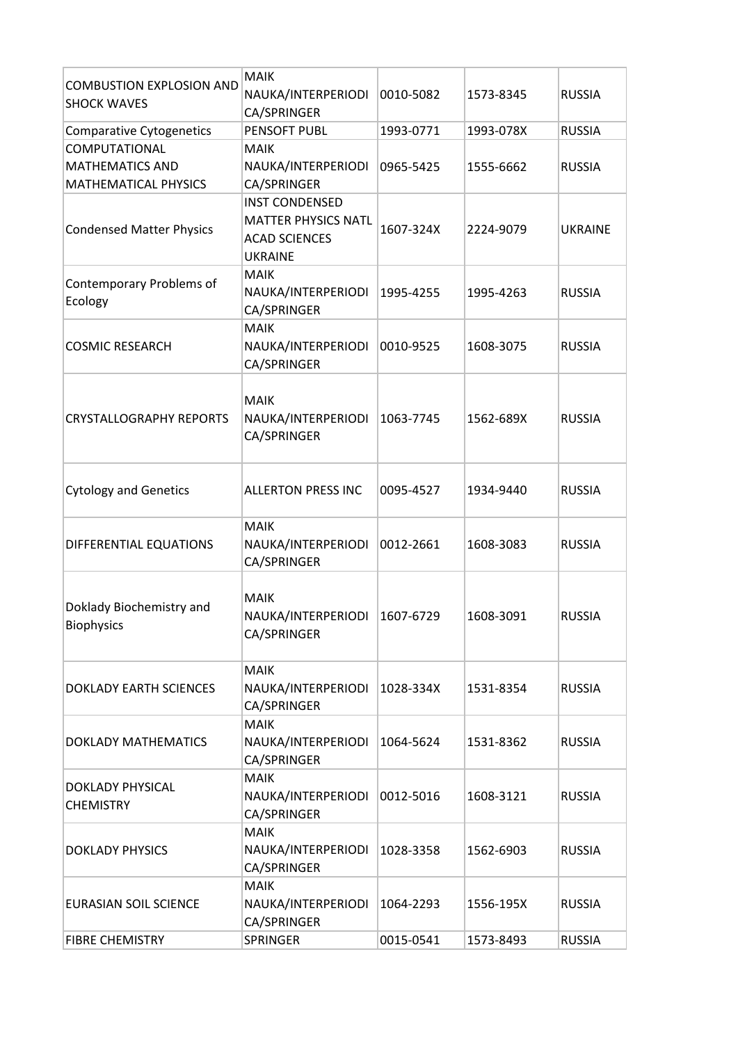| | | | | |
|---|---|---|---|---|
| COMBUSTION EXPLOSION AND SHOCK WAVES | MAIK NAUKA/INTERPERIODICA/SPRINGER | 0010-5082 | 1573-8345 | RUSSIA |
| Comparative Cytogenetics | PENSOFT PUBL | 1993-0771 | 1993-078X | RUSSIA |
| COMPUTATIONAL MATHEMATICS AND MATHEMATICAL PHYSICS | MAIK NAUKA/INTERPERIODICA/SPRINGER | 0965-5425 | 1555-6662 | RUSSIA |
| Condensed Matter Physics | INST CONDENSED MATTER PHYSICS NATL ACAD SCIENCES UKRAINE | 1607-324X | 2224-9079 | UKRAINE |
| Contemporary Problems of Ecology | MAIK NAUKA/INTERPERIODICA/SPRINGER | 1995-4255 | 1995-4263 | RUSSIA |
| COSMIC RESEARCH | MAIK NAUKA/INTERPERIODICA/SPRINGER | 0010-9525 | 1608-3075 | RUSSIA |
| CRYSTALLOGRAPHY REPORTS | MAIK NAUKA/INTERPERIODICA/SPRINGER | 1063-7745 | 1562-689X | RUSSIA |
| Cytology and Genetics | ALLERTON PRESS INC | 0095-4527 | 1934-9440 | RUSSIA |
| DIFFERENTIAL EQUATIONS | MAIK NAUKA/INTERPERIODICA/SPRINGER | 0012-2661 | 1608-3083 | RUSSIA |
| Doklady Biochemistry and Biophysics | MAIK NAUKA/INTERPERIODICA/SPRINGER | 1607-6729 | 1608-3091 | RUSSIA |
| DOKLADY EARTH SCIENCES | MAIK NAUKA/INTERPERIODICA/SPRINGER | 1028-334X | 1531-8354 | RUSSIA |
| DOKLADY MATHEMATICS | MAIK NAUKA/INTERPERIODICA/SPRINGER | 1064-5624 | 1531-8362 | RUSSIA |
| DOKLADY PHYSICAL CHEMISTRY | MAIK NAUKA/INTERPERIODICA/SPRINGER | 0012-5016 | 1608-3121 | RUSSIA |
| DOKLADY PHYSICS | MAIK NAUKA/INTERPERIODICA/SPRINGER | 1028-3358 | 1562-6903 | RUSSIA |
| EURASIAN SOIL SCIENCE | MAIK NAUKA/INTERPERIODICA/SPRINGER | 1064-2293 | 1556-195X | RUSSIA |
| FIBRE CHEMISTRY | SPRINGER | 0015-0541 | 1573-8493 | RUSSIA |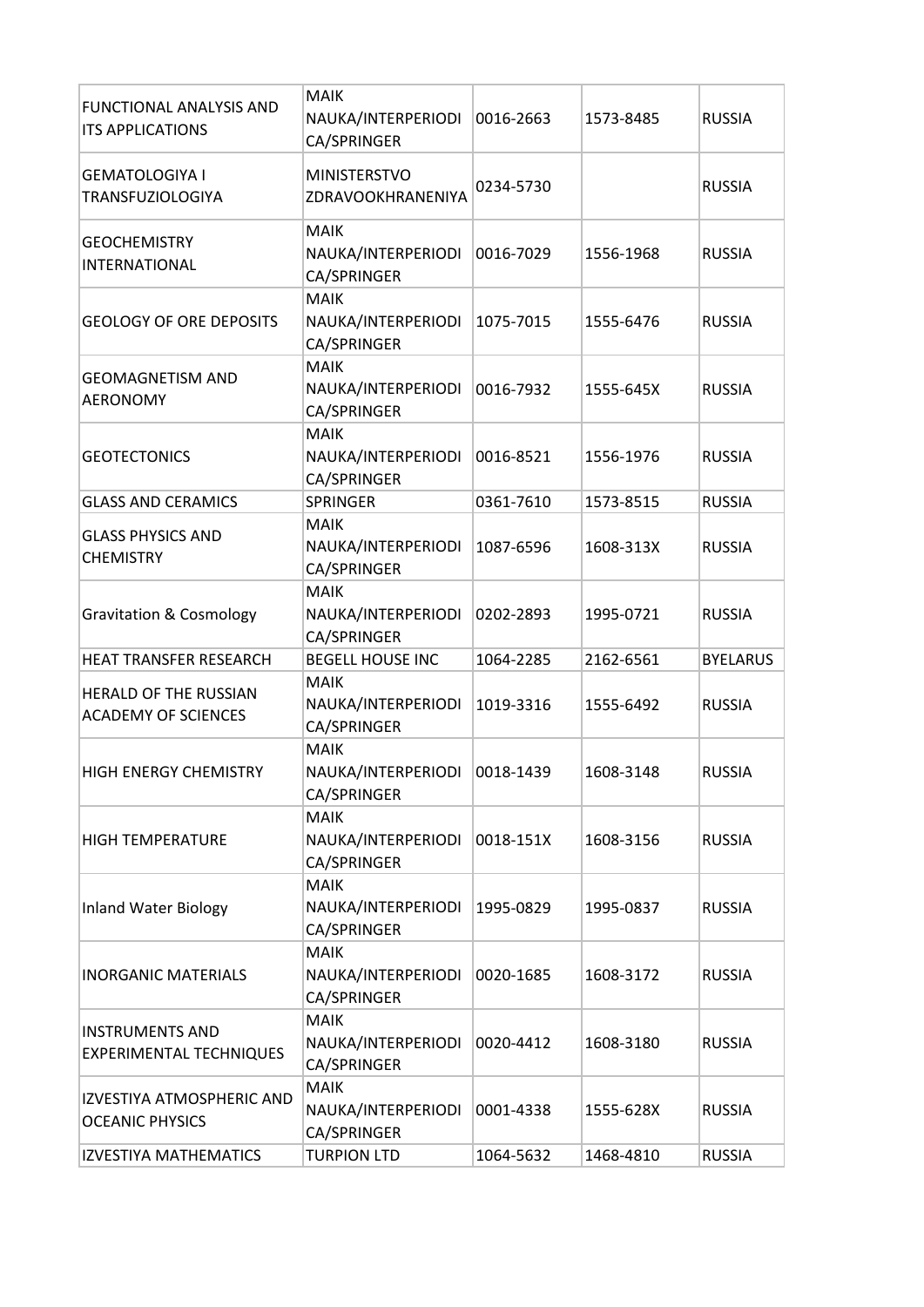| | | | | |
|---|---|---|---|---|
| FUNCTIONAL ANALYSIS AND ITS APPLICATIONS | MAIK NAUKA/INTERPERIODICA/SPRINGER | 0016-2663 | 1573-8485 | RUSSIA |
| GEMATOLOGIYA I TRANSFUZIOLOGIYA | MINISTERSTVO ZDRAVOOKHRANENIYA | 0234-5730 | | RUSSIA |
| GEOCHEMISTRY INTERNATIONAL | MAIK NAUKA/INTERPERIODICA/SPRINGER | 0016-7029 | 1556-1968 | RUSSIA |
| GEOLOGY OF ORE DEPOSITS | MAIK NAUKA/INTERPERIODICA/SPRINGER | 1075-7015 | 1555-6476 | RUSSIA |
| GEOMAGNETISM AND AERONOMY | MAIK NAUKA/INTERPERIODICA/SPRINGER | 0016-7932 | 1555-645X | RUSSIA |
| GEOTECTONICS | MAIK NAUKA/INTERPERIODICA/SPRINGER | 0016-8521 | 1556-1976 | RUSSIA |
| GLASS AND CERAMICS | SPRINGER | 0361-7610 | 1573-8515 | RUSSIA |
| GLASS PHYSICS AND CHEMISTRY | MAIK NAUKA/INTERPERIODICA/SPRINGER | 1087-6596 | 1608-313X | RUSSIA |
| Gravitation & Cosmology | MAIK NAUKA/INTERPERIODICA/SPRINGER | 0202-2893 | 1995-0721 | RUSSIA |
| HEAT TRANSFER RESEARCH | BEGELL HOUSE INC | 1064-2285 | 2162-6561 | BYELARUS |
| HERALD OF THE RUSSIAN ACADEMY OF SCIENCES | MAIK NAUKA/INTERPERIODICA/SPRINGER | 1019-3316 | 1555-6492 | RUSSIA |
| HIGH ENERGY CHEMISTRY | MAIK NAUKA/INTERPERIODICA/SPRINGER | 0018-1439 | 1608-3148 | RUSSIA |
| HIGH TEMPERATURE | MAIK NAUKA/INTERPERIODICA/SPRINGER | 0018-151X | 1608-3156 | RUSSIA |
| Inland Water Biology | MAIK NAUKA/INTERPERIODICA/SPRINGER | 1995-0829 | 1995-0837 | RUSSIA |
| INORGANIC MATERIALS | MAIK NAUKA/INTERPERIODICA/SPRINGER | 0020-1685 | 1608-3172 | RUSSIA |
| INSTRUMENTS AND EXPERIMENTAL TECHNIQUES | MAIK NAUKA/INTERPERIODICA/SPRINGER | 0020-4412 | 1608-3180 | RUSSIA |
| IZVESTIYA ATMOSPHERIC AND OCEANIC PHYSICS | MAIK NAUKA/INTERPERIODICA/SPRINGER | 0001-4338 | 1555-628X | RUSSIA |
| IZVESTIYA MATHEMATICS | TURPION LTD | 1064-5632 | 1468-4810 | RUSSIA |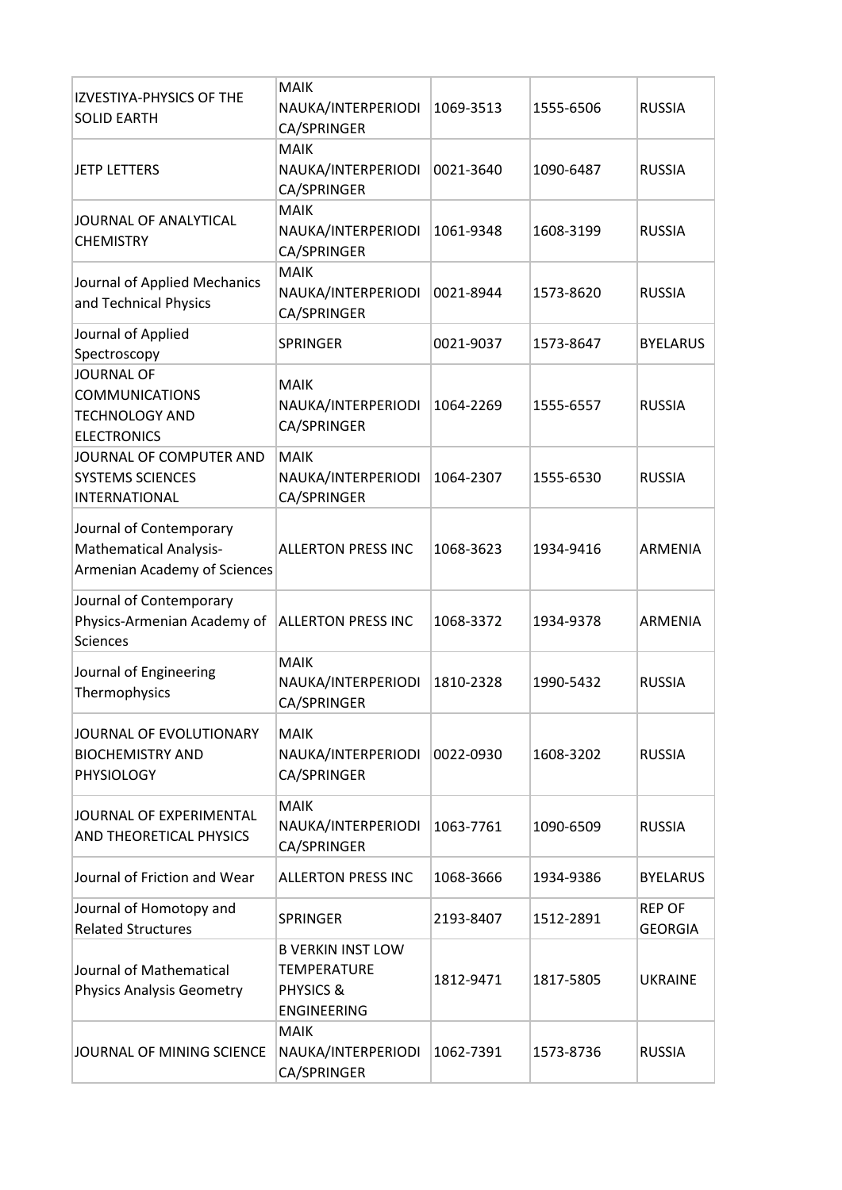| | | | | |
|---|---|---|---|---|
| IZVESTIYA-PHYSICS OF THE SOLID EARTH | MAIK NAUKA/INTERPERIODICA/SPRINGER | 1069-3513 | 1555-6506 | RUSSIA |
| JETP LETTERS | MAIK NAUKA/INTERPERIODICA/SPRINGER | 0021-3640 | 1090-6487 | RUSSIA |
| JOURNAL OF ANALYTICAL CHEMISTRY | MAIK NAUKA/INTERPERIODICA/SPRINGER | 1061-9348 | 1608-3199 | RUSSIA |
| Journal of Applied Mechanics and Technical Physics | MAIK NAUKA/INTERPERIODICA/SPRINGER | 0021-8944 | 1573-8620 | RUSSIA |
| Journal of Applied Spectroscopy | SPRINGER | 0021-9037 | 1573-8647 | BYELARUS |
| JOURNAL OF COMMUNICATIONS TECHNOLOGY AND ELECTRONICS | MAIK NAUKA/INTERPERIODICA/SPRINGER | 1064-2269 | 1555-6557 | RUSSIA |
| JOURNAL OF COMPUTER AND SYSTEMS SCIENCES INTERNATIONAL | MAIK NAUKA/INTERPERIODICA/SPRINGER | 1064-2307 | 1555-6530 | RUSSIA |
| Journal of Contemporary Mathematical Analysis-Armenian Academy of Sciences | ALLERTON PRESS INC | 1068-3623 | 1934-9416 | ARMENIA |
| Journal of Contemporary Physics-Armenian Academy of Sciences | ALLERTON PRESS INC | 1068-3372 | 1934-9378 | ARMENIA |
| Journal of Engineering Thermophysics | MAIK NAUKA/INTERPERIODICA/SPRINGER | 1810-2328 | 1990-5432 | RUSSIA |
| JOURNAL OF EVOLUTIONARY BIOCHEMISTRY AND PHYSIOLOGY | MAIK NAUKA/INTERPERIODICA/SPRINGER | 0022-0930 | 1608-3202 | RUSSIA |
| JOURNAL OF EXPERIMENTAL AND THEORETICAL PHYSICS | MAIK NAUKA/INTERPERIODICA/SPRINGER | 1063-7761 | 1090-6509 | RUSSIA |
| Journal of Friction and Wear | ALLERTON PRESS INC | 1068-3666 | 1934-9386 | BYELARUS |
| Journal of Homotopy and Related Structures | SPRINGER | 2193-8407 | 1512-2891 | REP OF GEORGIA |
| Journal of Mathematical Physics Analysis Geometry | B VERKIN INST LOW TEMPERATURE PHYSICS & ENGINEERING | 1812-9471 | 1817-5805 | UKRAINE |
| JOURNAL OF MINING SCIENCE | MAIK NAUKA/INTERPERIODICA/SPRINGER | 1062-7391 | 1573-8736 | RUSSIA |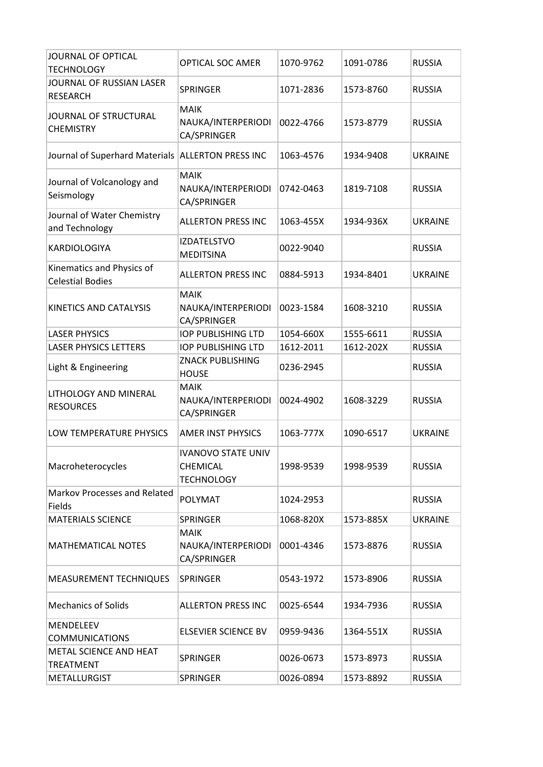| | | | | |
|---|---|---|---|---|
| JOURNAL OF OPTICAL TECHNOLOGY | OPTICAL SOC AMER | 1070-9762 | 1091-0786 | RUSSIA |
| JOURNAL OF RUSSIAN LASER RESEARCH | SPRINGER | 1071-2836 | 1573-8760 | RUSSIA |
| JOURNAL OF STRUCTURAL CHEMISTRY | MAIK NAUKA/INTERPERIODICA/SPRINGER | 0022-4766 | 1573-8779 | RUSSIA |
| Journal of Superhard Materials | ALLERTON PRESS INC | 1063-4576 | 1934-9408 | UKRAINE |
| Journal of Volcanology and Seismology | MAIK NAUKA/INTERPERIODICA/SPRINGER | 0742-0463 | 1819-7108 | RUSSIA |
| Journal of Water Chemistry and Technology | ALLERTON PRESS INC | 1063-455X | 1934-936X | UKRAINE |
| KARDIOLOGIYA | IZDATELSTVO MEDITSINA | 0022-9040 | | RUSSIA |
| Kinematics and Physics of Celestial Bodies | ALLERTON PRESS INC | 0884-5913 | 1934-8401 | UKRAINE |
| KINETICS AND CATALYSIS | MAIK NAUKA/INTERPERIODICA/SPRINGER | 0023-1584 | 1608-3210 | RUSSIA |
| LASER PHYSICS | IOP PUBLISHING LTD | 1054-660X | 1555-6611 | RUSSIA |
| LASER PHYSICS LETTERS | IOP PUBLISHING LTD | 1612-2011 | 1612-202X | RUSSIA |
| Light & Engineering | ZNACK PUBLISHING HOUSE | 0236-2945 | | RUSSIA |
| LITHOLOGY AND MINERAL RESOURCES | MAIK NAUKA/INTERPERIODICA/SPRINGER | 0024-4902 | 1608-3229 | RUSSIA |
| LOW TEMPERATURE PHYSICS | AMER INST PHYSICS | 1063-777X | 1090-6517 | UKRAINE |
| Macroheterocycles | IVANOVO STATE UNIV CHEMICAL TECHNOLOGY | 1998-9539 | 1998-9539 | RUSSIA |
| Markov Processes and Related Fields | POLYMAT | 1024-2953 | | RUSSIA |
| MATERIALS SCIENCE | SPRINGER | 1068-820X | 1573-885X | UKRAINE |
| MATHEMATICAL NOTES | MAIK NAUKA/INTERPERIODICA/SPRINGER | 0001-4346 | 1573-8876 | RUSSIA |
| MEASUREMENT TECHNIQUES | SPRINGER | 0543-1972 | 1573-8906 | RUSSIA |
| Mechanics of Solids | ALLERTON PRESS INC | 0025-6544 | 1934-7936 | RUSSIA |
| MENDELEEV COMMUNICATIONS | ELSEVIER SCIENCE BV | 0959-9436 | 1364-551X | RUSSIA |
| METAL SCIENCE AND HEAT TREATMENT | SPRINGER | 0026-0673 | 1573-8973 | RUSSIA |
| METALLURGIST | SPRINGER | 0026-0894 | 1573-8892 | RUSSIA |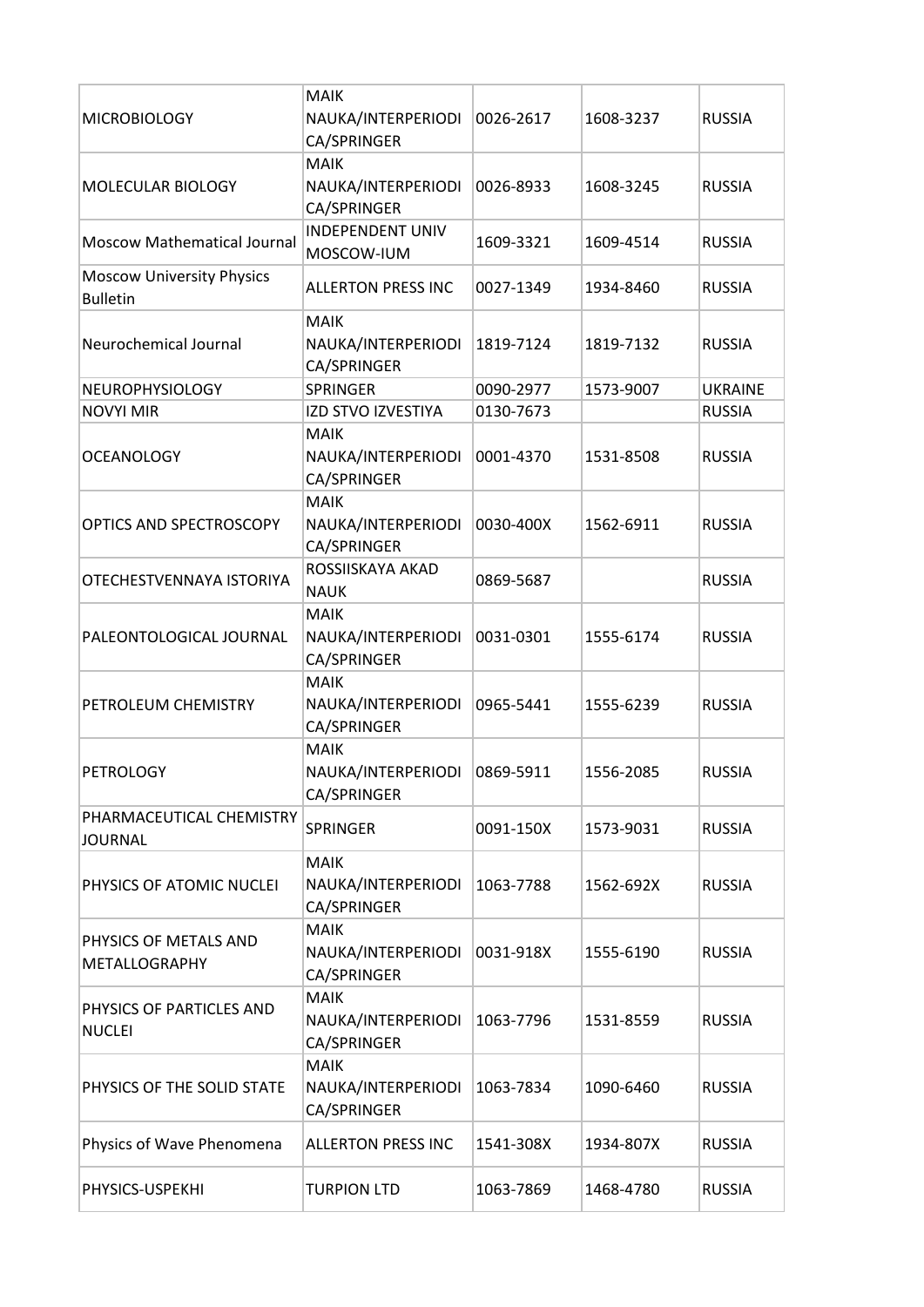| | | | | |
|---|---|---|---|---|
| MICROBIOLOGY | MAIK NAUKA/INTERPERIODICA/SPRINGER | 0026-2617 | 1608-3237 | RUSSIA |
| MOLECULAR BIOLOGY | MAIK NAUKA/INTERPERIODICA/SPRINGER | 0026-8933 | 1608-3245 | RUSSIA |
| Moscow Mathematical Journal | INDEPENDENT UNIV MOSCOW-IUM | 1609-3321 | 1609-4514 | RUSSIA |
| Moscow University Physics Bulletin | ALLERTON PRESS INC | 0027-1349 | 1934-8460 | RUSSIA |
| Neurochemical Journal | MAIK NAUKA/INTERPERIODICA/SPRINGER | 1819-7124 | 1819-7132 | RUSSIA |
| NEUROPHYSIOLOGY | SPRINGER | 0090-2977 | 1573-9007 | UKRAINE |
| NOVYI MIR | IZD STVO IZVESTIYA | 0130-7673 | | RUSSIA |
| OCEANOLOGY | MAIK NAUKA/INTERPERIODICA/SPRINGER | 0001-4370 | 1531-8508 | RUSSIA |
| OPTICS AND SPECTROSCOPY | MAIK NAUKA/INTERPERIODICA/SPRINGER | 0030-400X | 1562-6911 | RUSSIA |
| OTECHESTVENNAYA ISTORIYA | ROSSIISKAYA AKAD NAUK | 0869-5687 | | RUSSIA |
| PALEONTOLOGICAL JOURNAL | MAIK NAUKA/INTERPERIODICA/SPRINGER | 0031-0301 | 1555-6174 | RUSSIA |
| PETROLEUM CHEMISTRY | MAIK NAUKA/INTERPERIODICA/SPRINGER | 0965-5441 | 1555-6239 | RUSSIA |
| PETROLOGY | MAIK NAUKA/INTERPERIODICA/SPRINGER | 0869-5911 | 1556-2085 | RUSSIA |
| PHARMACEUTICAL CHEMISTRY JOURNAL | SPRINGER | 0091-150X | 1573-9031 | RUSSIA |
| PHYSICS OF ATOMIC NUCLEI | MAIK NAUKA/INTERPERIODICA/SPRINGER | 1063-7788 | 1562-692X | RUSSIA |
| PHYSICS OF METALS AND METALLOGRAPHY | MAIK NAUKA/INTERPERIODICA/SPRINGER | 0031-918X | 1555-6190 | RUSSIA |
| PHYSICS OF PARTICLES AND NUCLEI | MAIK NAUKA/INTERPERIODICA/SPRINGER | 1063-7796 | 1531-8559 | RUSSIA |
| PHYSICS OF THE SOLID STATE | MAIK NAUKA/INTERPERIODICA/SPRINGER | 1063-7834 | 1090-6460 | RUSSIA |
| Physics of Wave Phenomena | ALLERTON PRESS INC | 1541-308X | 1934-807X | RUSSIA |
| PHYSICS-USPEKHI | TURPION LTD | 1063-7869 | 1468-4780 | RUSSIA |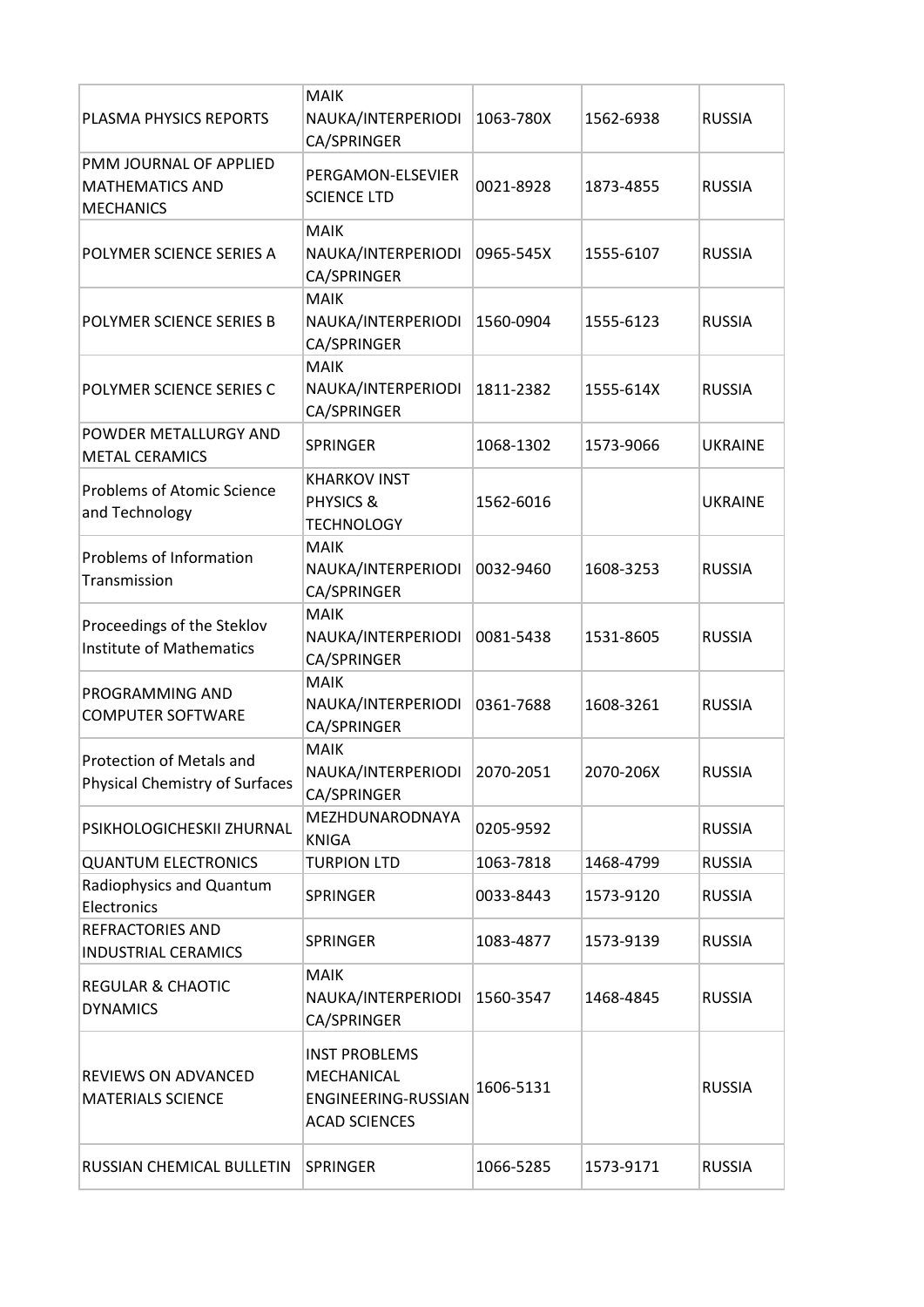| | | | | |
|---|---|---|---|---|
| PLASMA PHYSICS REPORTS | MAIK NAUKA/INTERPERIODICA/SPRINGER | 1063-780X | 1562-6938 | RUSSIA |
| PMM JOURNAL OF APPLIED MATHEMATICS AND MECHANICS | PERGAMON-ELSEVIER SCIENCE LTD | 0021-8928 | 1873-4855 | RUSSIA |
| POLYMER SCIENCE SERIES A | MAIK NAUKA/INTERPERIODICA/SPRINGER | 0965-545X | 1555-6107 | RUSSIA |
| POLYMER SCIENCE SERIES B | MAIK NAUKA/INTERPERIODICA/SPRINGER | 1560-0904 | 1555-6123 | RUSSIA |
| POLYMER SCIENCE SERIES C | MAIK NAUKA/INTERPERIODICA/SPRINGER | 1811-2382 | 1555-614X | RUSSIA |
| POWDER METALLURGY AND METAL CERAMICS | SPRINGER | 1068-1302 | 1573-9066 | UKRAINE |
| Problems of Atomic Science and Technology | KHARKOV INST PHYSICS & TECHNOLOGY | 1562-6016 | | UKRAINE |
| Problems of Information Transmission | MAIK NAUKA/INTERPERIODICA/SPRINGER | 0032-9460 | 1608-3253 | RUSSIA |
| Proceedings of the Steklov Institute of Mathematics | MAIK NAUKA/INTERPERIODICA/SPRINGER | 0081-5438 | 1531-8605 | RUSSIA |
| PROGRAMMING AND COMPUTER SOFTWARE | MAIK NAUKA/INTERPERIODICA/SPRINGER | 0361-7688 | 1608-3261 | RUSSIA |
| Protection of Metals and Physical Chemistry of Surfaces | MAIK NAUKA/INTERPERIODICA/SPRINGER | 2070-2051 | 2070-206X | RUSSIA |
| PSIKHOLOGICHESKII ZHURNAL | MEZHDUNARODNAYA KNIGA | 0205-9592 | | RUSSIA |
| QUANTUM ELECTRONICS | TURPION LTD | 1063-7818 | 1468-4799 | RUSSIA |
| Radiophysics and Quantum Electronics | SPRINGER | 0033-8443 | 1573-9120 | RUSSIA |
| REFRACTORIES AND INDUSTRIAL CERAMICS | SPRINGER | 1083-4877 | 1573-9139 | RUSSIA |
| REGULAR & CHAOTIC DYNAMICS | MAIK NAUKA/INTERPERIODICA/SPRINGER | 1560-3547 | 1468-4845 | RUSSIA |
| REVIEWS ON ADVANCED MATERIALS SCIENCE | INST PROBLEMS MECHANICAL ENGINEERING-RUSSIAN ACAD SCIENCES | 1606-5131 | | RUSSIA |
| RUSSIAN CHEMICAL BULLETIN | SPRINGER | 1066-5285 | 1573-9171 | RUSSIA |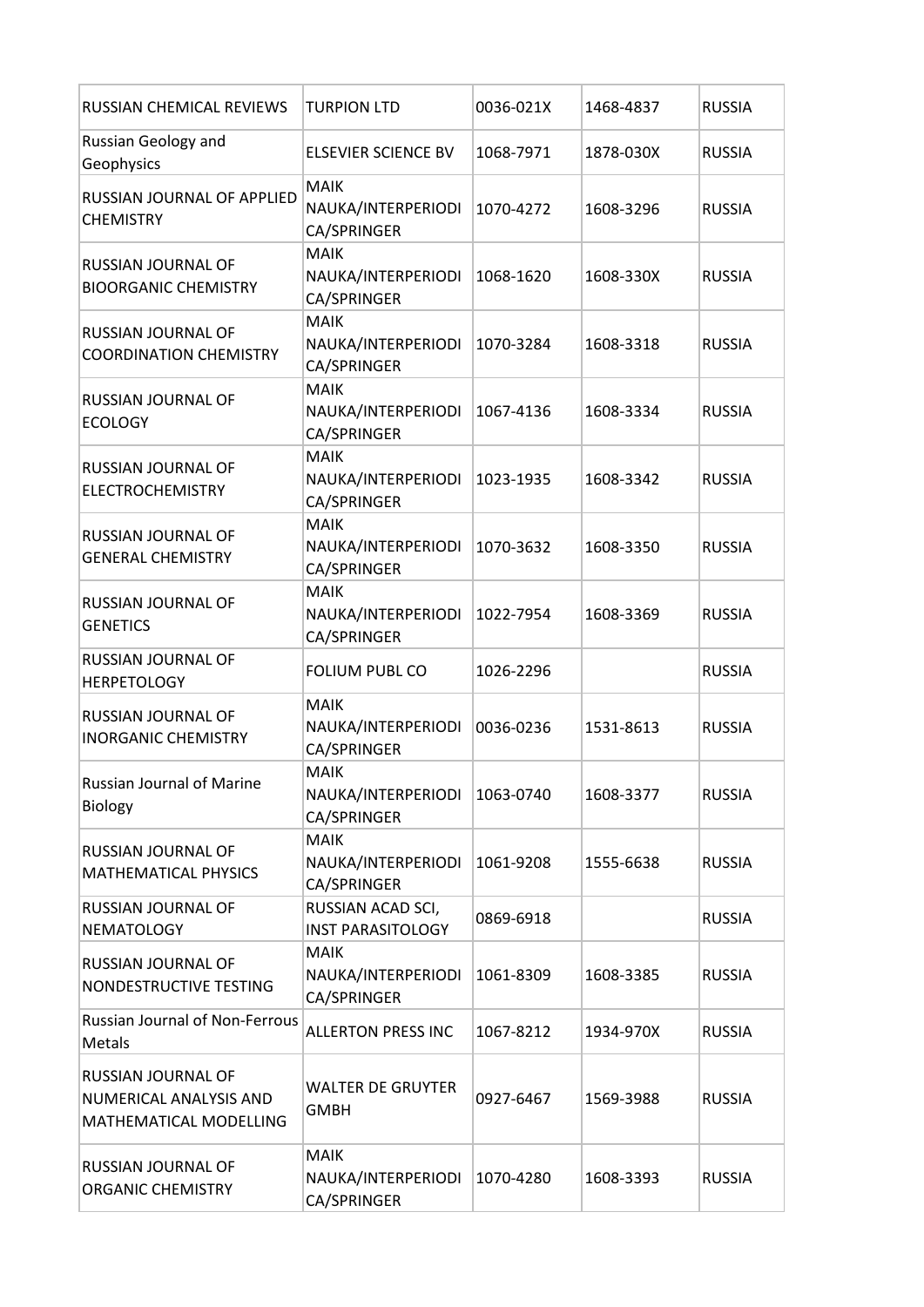| | | | | |
|---|---|---|---|---|
| RUSSIAN CHEMICAL REVIEWS | TURPION LTD | 0036-021X | 1468-4837 | RUSSIA |
| Russian Geology and Geophysics | ELSEVIER SCIENCE BV | 1068-7971 | 1878-030X | RUSSIA |
| RUSSIAN JOURNAL OF APPLIED CHEMISTRY | MAIK NAUKA/INTERPERIODICA/SPRINGER | 1070-4272 | 1608-3296 | RUSSIA |
| RUSSIAN JOURNAL OF BIOORGANIC CHEMISTRY | MAIK NAUKA/INTERPERIODICA/SPRINGER | 1068-1620 | 1608-330X | RUSSIA |
| RUSSIAN JOURNAL OF COORDINATION CHEMISTRY | MAIK NAUKA/INTERPERIODICA/SPRINGER | 1070-3284 | 1608-3318 | RUSSIA |
| RUSSIAN JOURNAL OF ECOLOGY | MAIK NAUKA/INTERPERIODICA/SPRINGER | 1067-4136 | 1608-3334 | RUSSIA |
| RUSSIAN JOURNAL OF ELECTROCHEMISTRY | MAIK NAUKA/INTERPERIODICA/SPRINGER | 1023-1935 | 1608-3342 | RUSSIA |
| RUSSIAN JOURNAL OF GENERAL CHEMISTRY | MAIK NAUKA/INTERPERIODICA/SPRINGER | 1070-3632 | 1608-3350 | RUSSIA |
| RUSSIAN JOURNAL OF GENETICS | MAIK NAUKA/INTERPERIODICA/SPRINGER | 1022-7954 | 1608-3369 | RUSSIA |
| RUSSIAN JOURNAL OF HERPETOLOGY | FOLIUM PUBL CO | 1026-2296 | | RUSSIA |
| RUSSIAN JOURNAL OF INORGANIC CHEMISTRY | MAIK NAUKA/INTERPERIODICA/SPRINGER | 0036-0236 | 1531-8613 | RUSSIA |
| Russian Journal of Marine Biology | MAIK NAUKA/INTERPERIODICA/SPRINGER | 1063-0740 | 1608-3377 | RUSSIA |
| RUSSIAN JOURNAL OF MATHEMATICAL PHYSICS | MAIK NAUKA/INTERPERIODICA/SPRINGER | 1061-9208 | 1555-6638 | RUSSIA |
| RUSSIAN JOURNAL OF NEMATOLOGY | RUSSIAN ACAD SCI, INST PARASITOLOGY | 0869-6918 | | RUSSIA |
| RUSSIAN JOURNAL OF NONDESTRUCTIVE TESTING | MAIK NAUKA/INTERPERIODICA/SPRINGER | 1061-8309 | 1608-3385 | RUSSIA |
| Russian Journal of Non-Ferrous Metals | ALLERTON PRESS INC | 1067-8212 | 1934-970X | RUSSIA |
| RUSSIAN JOURNAL OF NUMERICAL ANALYSIS AND MATHEMATICAL MODELLING | WALTER DE GRUYTER GMBH | 0927-6467 | 1569-3988 | RUSSIA |
| RUSSIAN JOURNAL OF ORGANIC CHEMISTRY | MAIK NAUKA/INTERPERIODICA/SPRINGER | 1070-4280 | 1608-3393 | RUSSIA |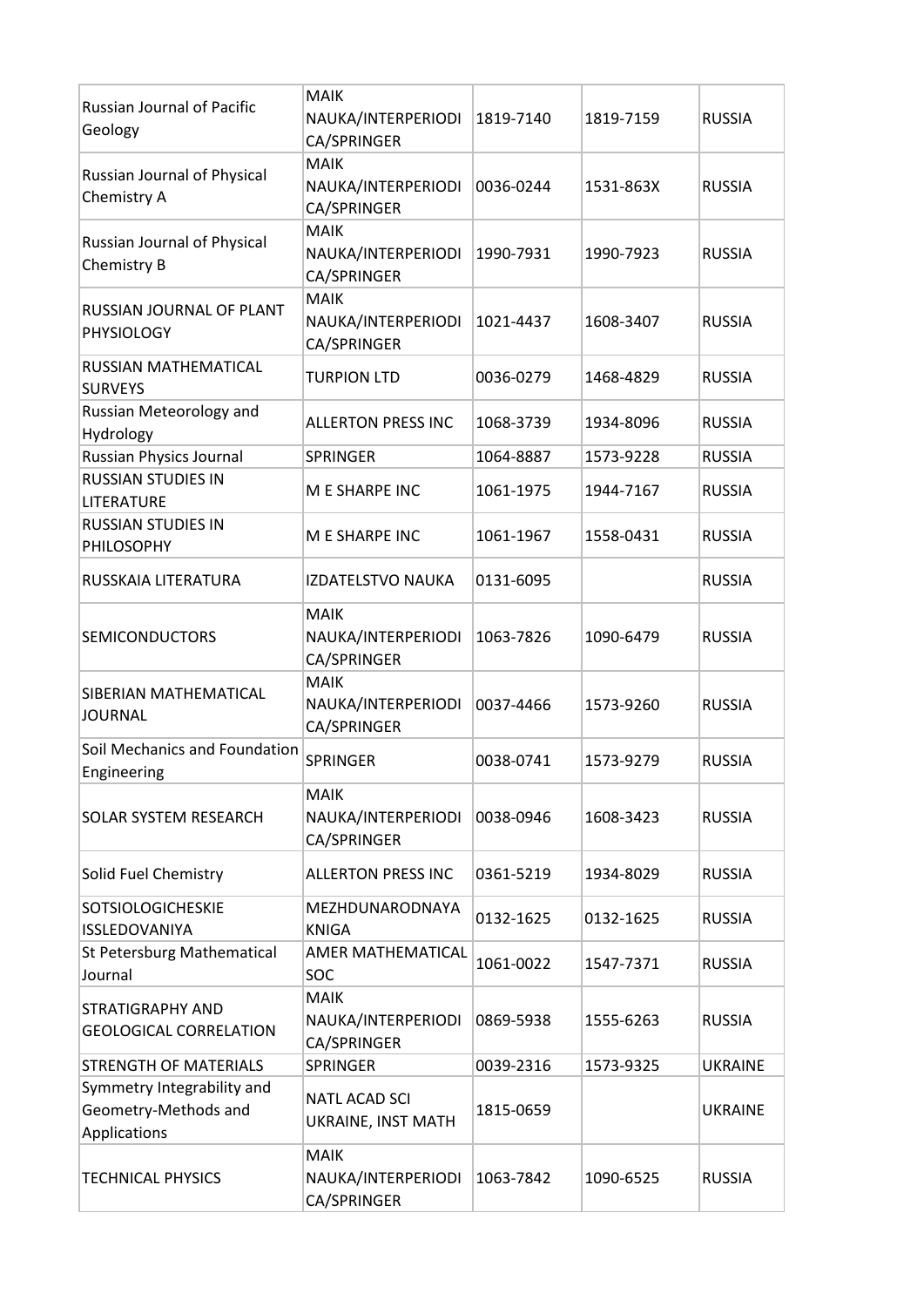| | | | | |
|---|---|---|---|---|
| Russian Journal of Pacific Geology | MAIK NAUKA/INTERPERIODICA/SPRINGER | 1819-7140 | 1819-7159 | RUSSIA |
| Russian Journal of Physical Chemistry A | MAIK NAUKA/INTERPERIODICA/SPRINGER | 0036-0244 | 1531-863X | RUSSIA |
| Russian Journal of Physical Chemistry B | MAIK NAUKA/INTERPERIODICA/SPRINGER | 1990-7931 | 1990-7923 | RUSSIA |
| RUSSIAN JOURNAL OF PLANT PHYSIOLOGY | MAIK NAUKA/INTERPERIODICA/SPRINGER | 1021-4437 | 1608-3407 | RUSSIA |
| RUSSIAN MATHEMATICAL SURVEYS | TURPION LTD | 0036-0279 | 1468-4829 | RUSSIA |
| Russian Meteorology and Hydrology | ALLERTON PRESS INC | 1068-3739 | 1934-8096 | RUSSIA |
| Russian Physics Journal | SPRINGER | 1064-8887 | 1573-9228 | RUSSIA |
| RUSSIAN STUDIES IN LITERATURE | M E SHARPE INC | 1061-1975 | 1944-7167 | RUSSIA |
| RUSSIAN STUDIES IN PHILOSOPHY | M E SHARPE INC | 1061-1967 | 1558-0431 | RUSSIA |
| RUSSKAIA LITERATURA | IZDATELSTVO NAUKA | 0131-6095 | | RUSSIA |
| SEMICONDUCTORS | MAIK NAUKA/INTERPERIODICA/SPRINGER | 1063-7826 | 1090-6479 | RUSSIA |
| SIBERIAN MATHEMATICAL JOURNAL | MAIK NAUKA/INTERPERIODICA/SPRINGER | 0037-4466 | 1573-9260 | RUSSIA |
| Soil Mechanics and Foundation Engineering | SPRINGER | 0038-0741 | 1573-9279 | RUSSIA |
| SOLAR SYSTEM RESEARCH | MAIK NAUKA/INTERPERIODICA/SPRINGER | 0038-0946 | 1608-3423 | RUSSIA |
| Solid Fuel Chemistry | ALLERTON PRESS INC | 0361-5219 | 1934-8029 | RUSSIA |
| SOTSIOLOGICHESKIE ISSLEDOVANIYA | MEZHDUNARODNAYA KNIGA | 0132-1625 | 0132-1625 | RUSSIA |
| St Petersburg Mathematical Journal | AMER MATHEMATICAL SOC | 1061-0022 | 1547-7371 | RUSSIA |
| STRATIGRAPHY AND GEOLOGICAL CORRELATION | MAIK NAUKA/INTERPERIODICA/SPRINGER | 0869-5938 | 1555-6263 | RUSSIA |
| STRENGTH OF MATERIALS | SPRINGER | 0039-2316 | 1573-9325 | UKRAINE |
| Symmetry Integrability and Geometry-Methods and Applications | NATL ACAD SCI UKRAINE, INST MATH | 1815-0659 | | UKRAINE |
| TECHNICAL PHYSICS | MAIK NAUKA/INTERPERIODICA/SPRINGER | 1063-7842 | 1090-6525 | RUSSIA |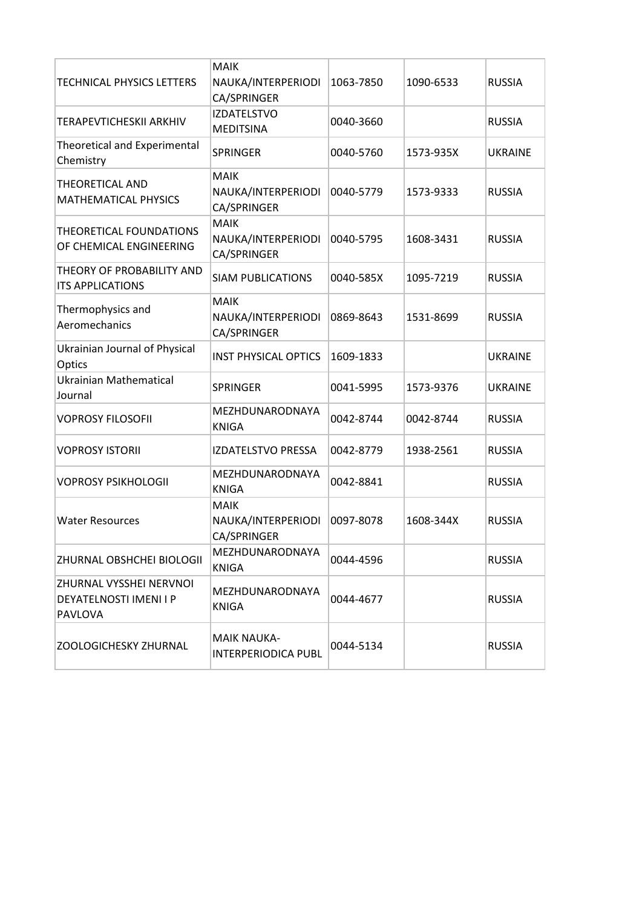| | | | | |
|---|---|---|---|---|
| TECHNICAL PHYSICS LETTERS | MAIK NAUKA/INTERPERIODICA/SPRINGER | 1063-7850 | 1090-6533 | RUSSIA |
| TERAPEVTICHESKII ARKHIV | IZDATELSTVO MEDITSINA | 0040-3660 | | RUSSIA |
| Theoretical and Experimental Chemistry | SPRINGER | 0040-5760 | 1573-935X | UKRAINE |
| THEORETICAL AND MATHEMATICAL PHYSICS | MAIK NAUKA/INTERPERIODICA/SPRINGER | 0040-5779 | 1573-9333 | RUSSIA |
| THEORETICAL FOUNDATIONS OF CHEMICAL ENGINEERING | MAIK NAUKA/INTERPERIODICA/SPRINGER | 0040-5795 | 1608-3431 | RUSSIA |
| THEORY OF PROBABILITY AND ITS APPLICATIONS | SIAM PUBLICATIONS | 0040-585X | 1095-7219 | RUSSIA |
| Thermophysics and Aeromechanics | MAIK NAUKA/INTERPERIODICA/SPRINGER | 0869-8643 | 1531-8699 | RUSSIA |
| Ukrainian Journal of Physical Optics | INST PHYSICAL OPTICS | 1609-1833 | | UKRAINE |
| Ukrainian Mathematical Journal | SPRINGER | 0041-5995 | 1573-9376 | UKRAINE |
| VOPROSY FILOSOFII | MEZHDUNARODNAYA KNIGA | 0042-8744 | 0042-8744 | RUSSIA |
| VOPROSY ISTORII | IZDATELSTVO PRESSA | 0042-8779 | 1938-2561 | RUSSIA |
| VOPROSY PSIKHOLOGII | MEZHDUNARODNAYA KNIGA | 0042-8841 | | RUSSIA |
| Water Resources | MAIK NAUKA/INTERPERIODICA/SPRINGER | 0097-8078 | 1608-344X | RUSSIA |
| ZHURNAL OBSHCHEI BIOLOGII | MEZHDUNARODNAYA KNIGA | 0044-4596 | | RUSSIA |
| ZHURNAL VYSSHEI NERVNOI DEYATELNOSTI IMENI I P PAVLOVA | MEZHDUNARODNAYA KNIGA | 0044-4677 | | RUSSIA |
| ZOOLOGICHESKY ZHURNAL | MAIK NAUKA-INTERPERIODICA PUBL | 0044-5134 | | RUSSIA |